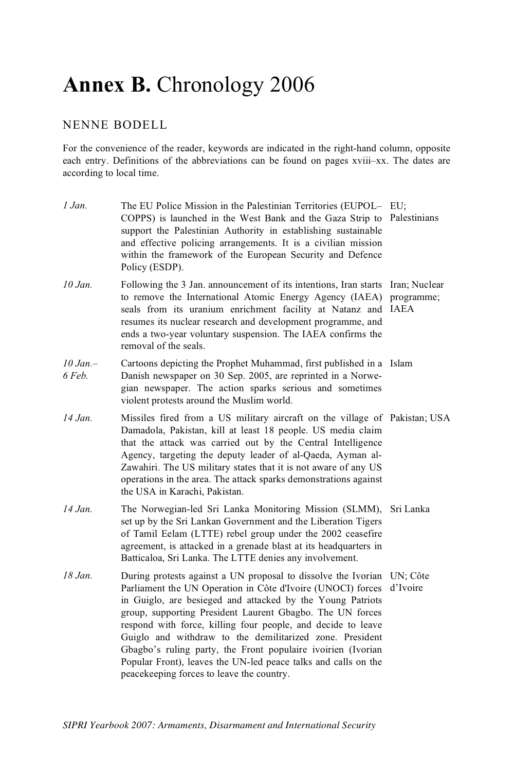# **Annex B.** Chronology 2006

NENNE BODELL

For the convenience of the reader, keywords are indicated in the right-hand column, opposite each entry. Definitions of the abbreviations can be found on pages xviii–xx. The dates are according to local time.

| Date | Event | Keywords |
|---|---|---|
| *1 Jan.* | The EU Police Mission in the Palestinian Territories (EUPOL–COPPS) is launched in the West Bank and the Gaza Strip to support the Palestinian Authority in establishing sustainable and effective policing arrangements. It is a civilian mission within the framework of the European Security and Defence Policy (ESDP). | EU; Palestinians |
| *10 Jan.* | Following the 3 Jan. announcement of its intentions, Iran starts to remove the International Atomic Energy Agency (IAEA) seals from its uranium enrichment facility at Natanz and resumes its nuclear research and development programme, and ends a two-year voluntary suspension. The IAEA confirms the removal of the seals. | Iran; Nuclear programme; IAEA |
| *10 Jan.– 6 Feb.* | Cartoons depicting the Prophet Muhammad, first published in a Danish newspaper on 30 Sep. 2005, are reprinted in a Norwegian newspaper. The action sparks serious and sometimes violent protests around the Muslim world. | Islam |
| *14 Jan.* | Missiles fired from a US military aircraft on the village of Damadola, Pakistan, kill at least 18 people. US media claim that the attack was carried out by the Central Intelligence Agency, targeting the deputy leader of al-Qaeda, Ayman al-Zawahiri. The US military states that it is not aware of any US operations in the area. The attack sparks demonstrations against the USA in Karachi, Pakistan. | Pakistan; USA |
| *14 Jan.* | The Norwegian-led Sri Lanka Monitoring Mission (SLMM), set up by the Sri Lankan Government and the Liberation Tigers of Tamil Eelam (LTTE) rebel group under the 2002 ceasefire agreement, is attacked in a grenade blast at its headquarters in Batticaloa, Sri Lanka. The LTTE denies any involvement. | Sri Lanka |
| *18 Jan.* | During protests against a UN proposal to dissolve the Ivorian Parliament the UN Operation in Côte d'Ivoire (UNOCI) forces in Guiglo, are besieged and attacked by the Young Patriots group, supporting President Laurent Gbagbo. The UN forces respond with force, killing four people, and decide to leave Guiglo and withdraw to the demilitarized zone. President Gbagbo's ruling party, the Front populaire ivoirien (Ivorian Popular Front), leaves the UN-led peace talks and calls on the peacekeeping forces to leave the country. | UN; Côte d'Ivoire |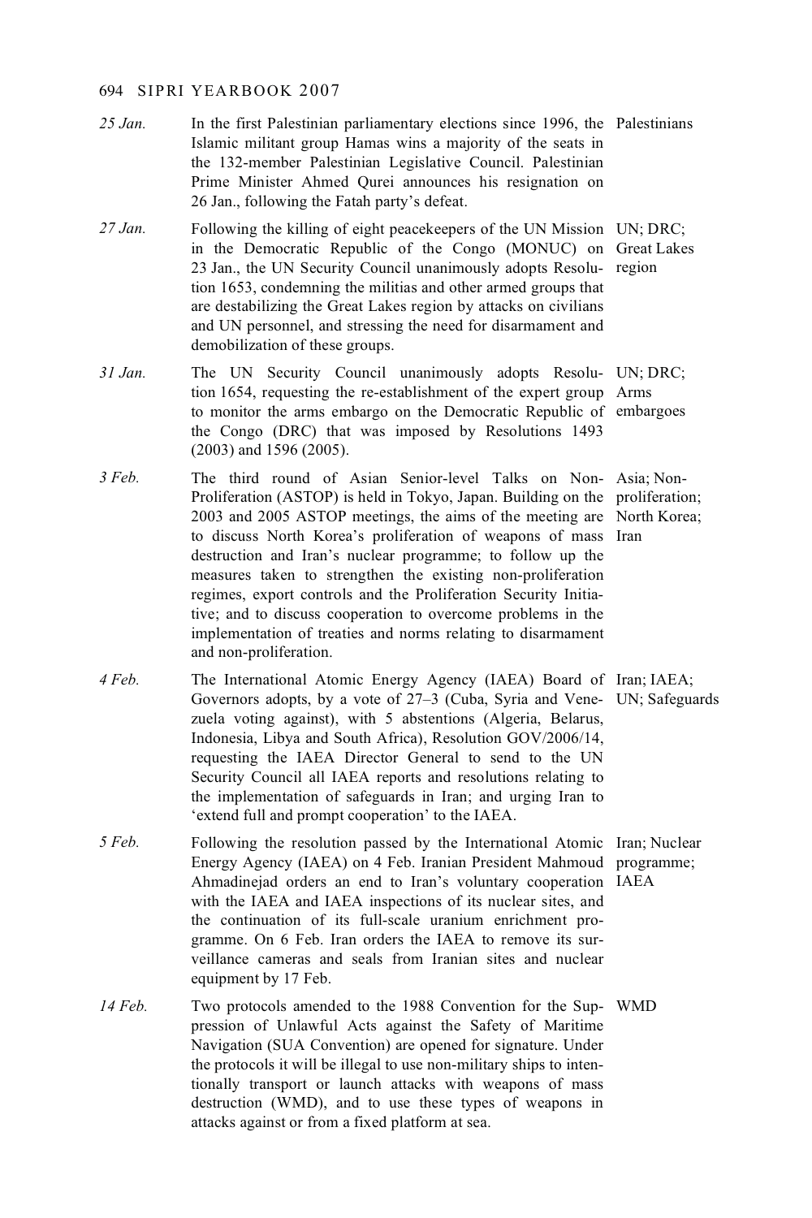| | | |
|---|---|---|
| *25 Jan.* | In the first Palestinian parliamentary elections since 1996, the Islamic militant group Hamas wins a majority of the seats in the 132-member Palestinian Legislative Council. Palestinian Prime Minister Ahmed Qurei announces his resignation on 26 Jan., following the Fatah party's defeat. | Palestinians |
| *27 Jan.* | Following the killing of eight peacekeepers of the UN Mission in the Democratic Republic of the Congo (MONUC) on 23 Jan., the UN Security Council unanimously adopts Resolution 1653, condemning the militias and other armed groups that are destabilizing the Great Lakes region by attacks on civilians and UN personnel, and stressing the need for disarmament and demobilization of these groups. | UN; DRC; Great Lakes region |
| *31 Jan.* | The UN Security Council unanimously adopts Resolution 1654, requesting the re-establishment of the expert group to monitor the arms embargo on the Democratic Republic of the Congo (DRC) that was imposed by Resolutions 1493 (2003) and 1596 (2005). | UN; DRC; Arms embargoes |
| *3 Feb.* | The third round of Asian Senior-level Talks on Non-Proliferation (ASTOP) is held in Tokyo, Japan. Building on the 2003 and 2005 ASTOP meetings, the aims of the meeting are to discuss North Korea's proliferation of weapons of mass destruction and Iran's nuclear programme; to follow up the measures taken to strengthen the existing non-proliferation regimes, export controls and the Proliferation Security Initiative; and to discuss cooperation to overcome problems in the implementation of treaties and norms relating to disarmament and non-proliferation. | Asia; Non-proliferation; North Korea; Iran |
| *4 Feb.* | The International Atomic Energy Agency (IAEA) Board of Governors adopts, by a vote of 27–3 (Cuba, Syria and Venezuela voting against), with 5 abstentions (Algeria, Belarus, Indonesia, Libya and South Africa), Resolution GOV/2006/14, requesting the IAEA Director General to send to the UN Security Council all IAEA reports and resolutions relating to the implementation of safeguards in Iran; and urging Iran to 'extend full and prompt cooperation' to the IAEA. | Iran; IAEA; UN; Safeguards |
| *5 Feb.* | Following the resolution passed by the International Atomic Energy Agency (IAEA) on 4 Feb. Iranian President Mahmoud Ahmadinejad orders an end to Iran's voluntary cooperation with the IAEA and IAEA inspections of its nuclear sites, and the continuation of its full-scale uranium enrichment programme. On 6 Feb. Iran orders the IAEA to remove its surveillance cameras and seals from Iranian sites and nuclear equipment by 17 Feb. | Iran; Nuclear programme; IAEA |
| *14 Feb.* | Two protocols amended to the 1988 Convention for the Suppression of Unlawful Acts against the Safety of Maritime Navigation (SUA Convention) are opened for signature. Under the protocols it will be illegal to use non-military ships to intentionally transport or launch attacks with weapons of mass destruction (WMD), and to use these types of weapons in attacks against or from a fixed platform at sea. | WMD |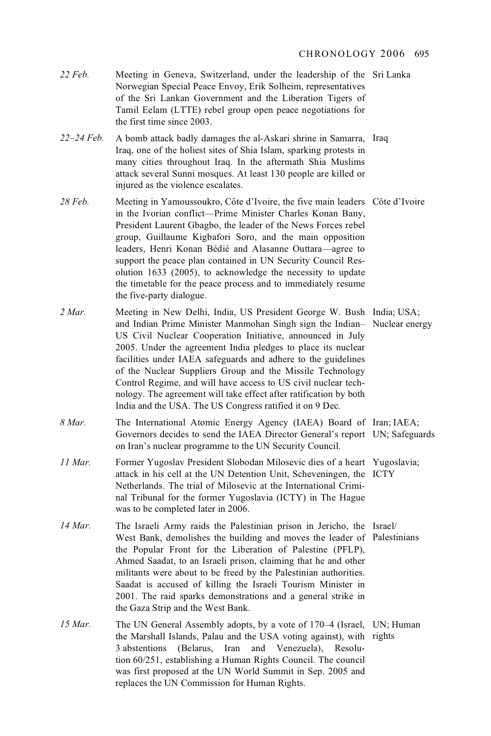| | | |
|---|---|---|
| *22 Feb.* | Meeting in Geneva, Switzerland, under the leadership of the Norwegian Special Peace Envoy, Erik Solheim, representatives of the Sri Lankan Government and the Liberation Tigers of Tamil Eelam (LTTE) rebel group open peace negotiations for the first time since 2003. | Sri Lanka |
| *22–24 Feb.* | A bomb attack badly damages the al-Askari shrine in Samarra, Iraq, one of the holiest sites of Shia Islam, sparking protests in many cities throughout Iraq. In the aftermath Shia Muslims attack several Sunni mosques. At least 130 people are killed or injured as the violence escalates. | Iraq |
| *28 Feb.* | Meeting in Yamoussoukro, Côte d'Ivoire, the five main leaders in the Ivorian conflict—Prime Minister Charles Konan Bany, President Laurent Gbagbo, the leader of the News Forces rebel group, Guillaume Kigbafori Soro, and the main opposition leaders, Henri Konan Bédié and Alasanne Outtara—agree to support the peace plan contained in UN Security Council Resolution 1633 (2005), to acknowledge the necessity to update the timetable for the peace process and to immediately resume the five-party dialogue. | Côte d'Ivoire |
| *2 Mar.* | Meeting in New Delhi, India, US President George W. Bush and Indian Prime Minister Manmohan Singh sign the Indian–US Civil Nuclear Cooperation Initiative, announced in July 2005. Under the agreement India pledges to place its nuclear facilities under IAEA safeguards and adhere to the guidelines of the Nuclear Suppliers Group and the Missile Technology Control Regime, and will have access to US civil nuclear technology. The agreement will take effect after ratification by both India and the USA. The US Congress ratified it on 9 Dec. | India; USA; Nuclear energy |
| *8 Mar.* | The International Atomic Energy Agency (IAEA) Board of Governors decides to send the IAEA Director General's report on Iran's nuclear programme to the UN Security Council. | Iran; IAEA; UN; Safeguards |
| *11 Mar.* | Former Yugoslav President Slobodan Milosevic dies of a heart attack in his cell at the UN Detention Unit, Scheveningen, the Netherlands. The trial of Milosevic at the International Criminal Tribunal for the former Yugoslavia (ICTY) in The Hague was to be completed later in 2006. | Yugoslavia; ICTY |
| *14 Mar.* | The Israeli Army raids the Palestinian prison in Jericho, the West Bank, demolishes the building and moves the leader of the Popular Front for the Liberation of Palestine (PFLP), Ahmed Saadat, to an Israeli prison, claiming that he and other militants were about to be freed by the Palestinian authorities. Saadat is accused of killing the Israeli Tourism Minister in 2001. The raid sparks demonstrations and a general strike in the Gaza Strip and the West Bank. | Israel/ Palestinians |
| *15 Mar.* | The UN General Assembly adopts, by a vote of 170–4 (Israel, the Marshall Islands, Palau and the USA voting against), with 3 abstentions (Belarus, Iran and Venezuela), Resolution 60/251, establishing a Human Rights Council. The council was first proposed at the UN World Summit in Sep. 2005 and replaces the UN Commission for Human Rights. | UN; Human rights |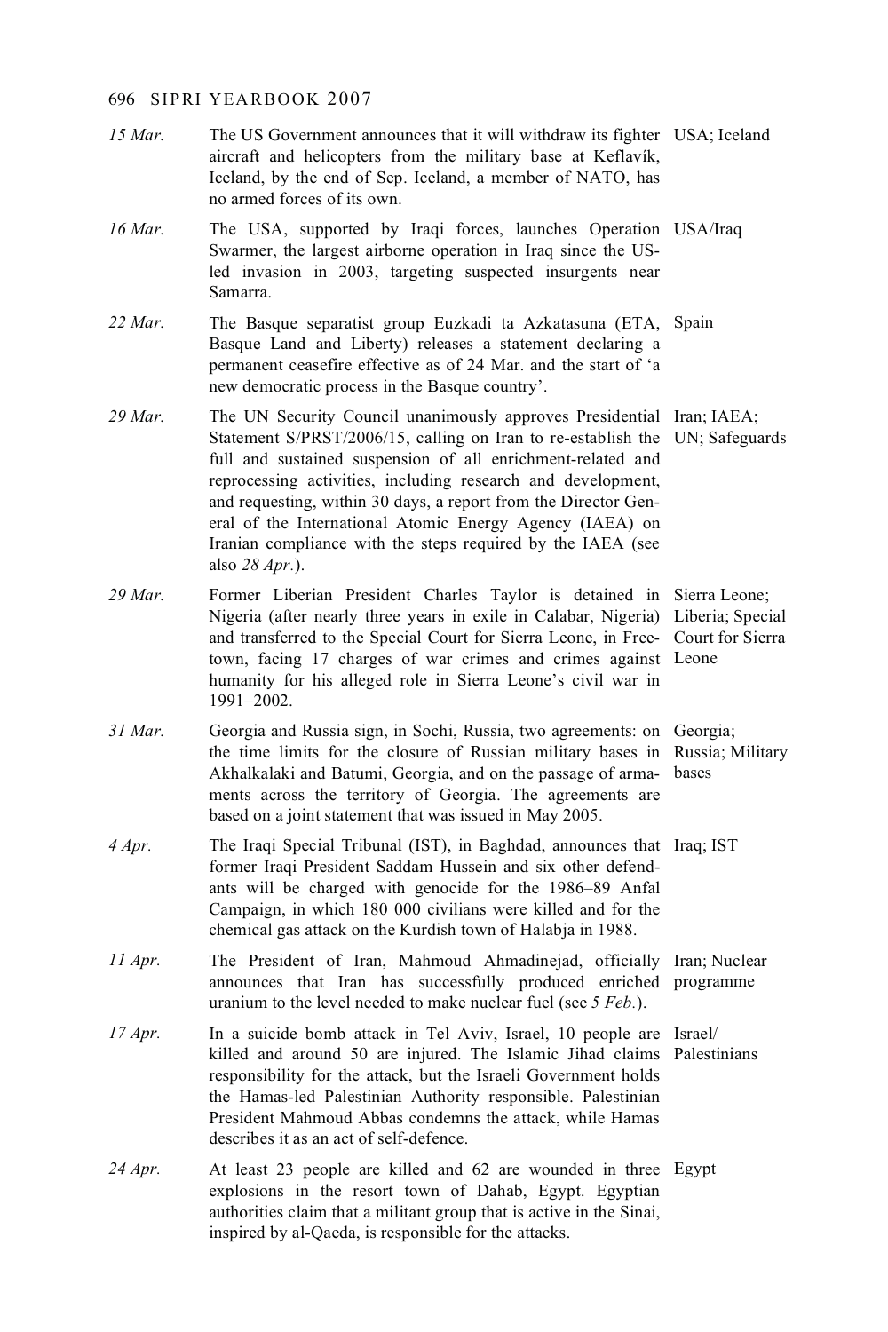| | | |
|---|---|---|
| *15 Mar.* | The US Government announces that it will withdraw its fighter aircraft and helicopters from the military base at Keflavík, Iceland, by the end of Sep. Iceland, a member of NATO, has no armed forces of its own. | USA; Iceland |
| *16 Mar.* | The USA, supported by Iraqi forces, launches Operation Swarmer, the largest airborne operation in Iraq since the US-led invasion in 2003, targeting suspected insurgents near Samarra. | USA/Iraq |
| *22 Mar.* | The Basque separatist group Euzkadi ta Azkatasuna (ETA, Basque Land and Liberty) releases a statement declaring a permanent ceasefire effective as of 24 Mar. and the start of 'a new democratic process in the Basque country'. | Spain |
| *29 Mar.* | The UN Security Council unanimously approves Presidential Statement S/PRST/2006/15, calling on Iran to re-establish the full and sustained suspension of all enrichment-related and reprocessing activities, including research and development, and requesting, within 30 days, a report from the Director General of the International Atomic Energy Agency (IAEA) on Iranian compliance with the steps required by the IAEA (see also *28 Apr.*). | Iran; IAEA; UN; Safeguards |
| *29 Mar.* | Former Liberian President Charles Taylor is detained in Nigeria (after nearly three years in exile in Calabar, Nigeria) and transferred to the Special Court for Sierra Leone, in Freetown, facing 17 charges of war crimes and crimes against humanity for his alleged role in Sierra Leone's civil war in 1991–2002. | Sierra Leone; Liberia; Special Court for Sierra Leone |
| *31 Mar.* | Georgia and Russia sign, in Sochi, Russia, two agreements: on the time limits for the closure of Russian military bases in Akhalkalaki and Batumi, Georgia, and on the passage of armaments across the territory of Georgia. The agreements are based on a joint statement that was issued in May 2005. | Georgia; Russia; Military bases |
| *4 Apr.* | The Iraqi Special Tribunal (IST), in Baghdad, announces that former Iraqi President Saddam Hussein and six other defendants will be charged with genocide for the 1986–89 Anfal Campaign, in which 180 000 civilians were killed and for the chemical gas attack on the Kurdish town of Halabja in 1988. | Iraq; IST |
| *11 Apr.* | The President of Iran, Mahmoud Ahmadinejad, officially announces that Iran has successfully produced enriched uranium to the level needed to make nuclear fuel (see *5 Feb.*). | Iran; Nuclear programme |
| *17 Apr.* | In a suicide bomb attack in Tel Aviv, Israel, 10 people are killed and around 50 are injured. The Islamic Jihad claims responsibility for the attack, but the Israeli Government holds the Hamas-led Palestinian Authority responsible. Palestinian President Mahmoud Abbas condemns the attack, while Hamas describes it as an act of self-defence. | Israel/ Palestinians |
| *24 Apr.* | At least 23 people are killed and 62 are wounded in three explosions in the resort town of Dahab, Egypt. Egyptian authorities claim that a militant group that is active in the Sinai, inspired by al-Qaeda, is responsible for the attacks. | Egypt |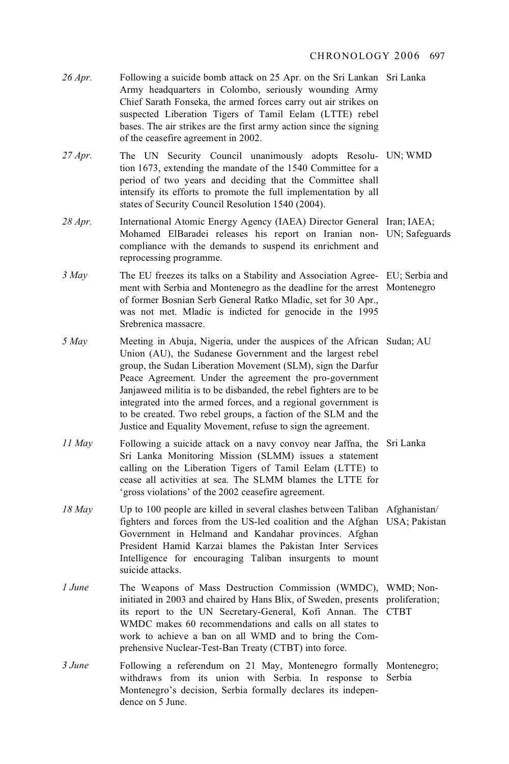| | | |
|---|---|---|
| *26 Apr.* | Following a suicide bomb attack on 25 Apr. on the Sri Lankan Army headquarters in Colombo, seriously wounding Army Chief Sarath Fonseka, the armed forces carry out air strikes on suspected Liberation Tigers of Tamil Eelam (LTTE) rebel bases. The air strikes are the first army action since the signing of the ceasefire agreement in 2002. | Sri Lanka |
| *27 Apr.* | The UN Security Council unanimously adopts Resolution 1673, extending the mandate of the 1540 Committee for a period of two years and deciding that the Committee shall intensify its efforts to promote the full implementation by all states of Security Council Resolution 1540 (2004). | UN; WMD |
| *28 Apr.* | International Atomic Energy Agency (IAEA) Director General Mohamed ElBaradei releases his report on Iranian non-compliance with the demands to suspend its enrichment and reprocessing programme. | Iran; IAEA; UN; Safeguards |
| *3 May* | The EU freezes its talks on a Stability and Association Agreement with Serbia and Montenegro as the deadline for the arrest of former Bosnian Serb General Ratko Mladic, set for 30 Apr., was not met. Mladic is indicted for genocide in the 1995 Srebrenica massacre. | EU; Serbia and Montenegro |
| *5 May* | Meeting in Abuja, Nigeria, under the auspices of the African Union (AU), the Sudanese Government and the largest rebel group, the Sudan Liberation Movement (SLM), sign the Darfur Peace Agreement. Under the agreement the pro-government Janjaweed militia is to be disbanded, the rebel fighters are to be integrated into the armed forces, and a regional government is to be created. Two rebel groups, a faction of the SLM and the Justice and Equality Movement, refuse to sign the agreement. | Sudan; AU |
| *11 May* | Following a suicide attack on a navy convoy near Jaffna, the Sri Lanka Monitoring Mission (SLMM) issues a statement calling on the Liberation Tigers of Tamil Eelam (LTTE) to cease all activities at sea. The SLMM blames the LTTE for 'gross violations' of the 2002 ceasefire agreement. | Sri Lanka |
| *18 May* | Up to 100 people are killed in several clashes between Taliban fighters and forces from the US-led coalition and the Afghan Government in Helmand and Kandahar provinces. Afghan President Hamid Karzai blames the Pakistan Inter Services Intelligence for encouraging Taliban insurgents to mount suicide attacks. | Afghanistan/ USA; Pakistan |
| *1 June* | The Weapons of Mass Destruction Commission (WMDC), initiated in 2003 and chaired by Hans Blix, of Sweden, presents its report to the UN Secretary-General, Kofi Annan. The WMDC makes 60 recommendations and calls on all states to work to achieve a ban on all WMD and to bring the Comprehensive Nuclear-Test-Ban Treaty (CTBT) into force. | WMD; Non-proliferation; CTBT |
| *3 June* | Following a referendum on 21 May, Montenegro formally withdraws from its union with Serbia. In response to Montenegro's decision, Serbia formally declares its independence on 5 June. | Montenegro; Serbia |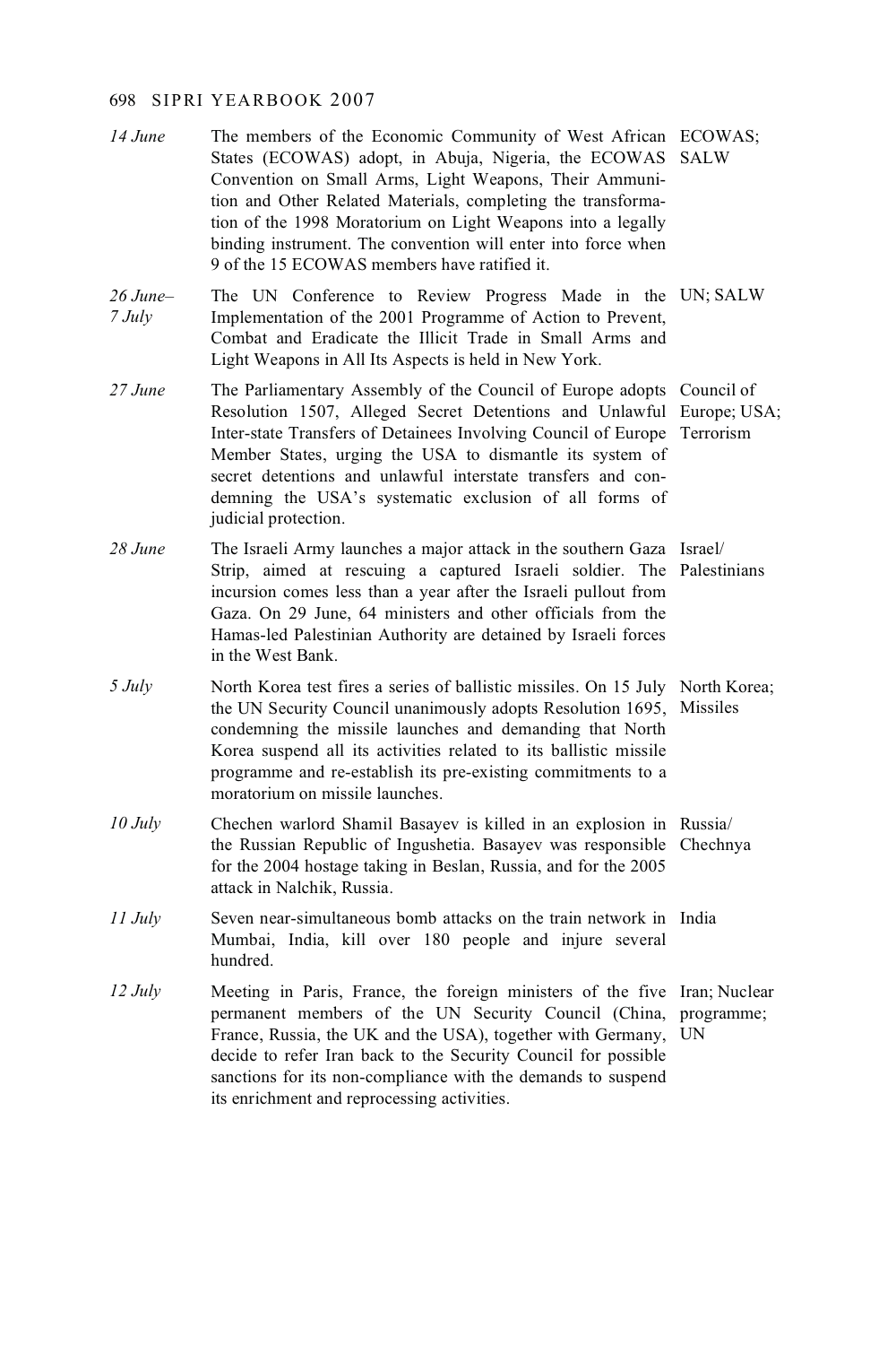| | | |
|---|---|---|
| *14 June* | The members of the Economic Community of West African States (ECOWAS) adopt, in Abuja, Nigeria, the ECOWAS Convention on Small Arms, Light Weapons, Their Ammunition and Other Related Materials, completing the transformation of the 1998 Moratorium on Light Weapons into a legally binding instrument. The convention will enter into force when 9 of the 15 ECOWAS members have ratified it. | ECOWAS; SALW |
| *26 June–7 July* | The UN Conference to Review Progress Made in the Implementation of the 2001 Programme of Action to Prevent, Combat and Eradicate the Illicit Trade in Small Arms and Light Weapons in All Its Aspects is held in New York. | UN; SALW |
| *27 June* | The Parliamentary Assembly of the Council of Europe adopts Resolution 1507, Alleged Secret Detentions and Unlawful Inter-state Transfers of Detainees Involving Council of Europe Member States, urging the USA to dismantle its system of secret detentions and unlawful interstate transfers and condemning the USA's systematic exclusion of all forms of judicial protection. | Council of Europe; USA; Terrorism |
| *28 June* | The Israeli Army launches a major attack in the southern Gaza Strip, aimed at rescuing a captured Israeli soldier. The incursion comes less than a year after the Israeli pullout from Gaza. On 29 June, 64 ministers and other officials from the Hamas-led Palestinian Authority are detained by Israeli forces in the West Bank. | Israel/ Palestinians |
| *5 July* | North Korea test fires a series of ballistic missiles. On 15 July the UN Security Council unanimously adopts Resolution 1695, condemning the missile launches and demanding that North Korea suspend all its activities related to its ballistic missile programme and re-establish its pre-existing commitments to a moratorium on missile launches. | North Korea; Missiles |
| *10 July* | Chechen warlord Shamil Basayev is killed in an explosion in the Russian Republic of Ingushetia. Basayev was responsible for the 2004 hostage taking in Beslan, Russia, and for the 2005 attack in Nalchik, Russia. | Russia/ Chechnya |
| *11 July* | Seven near-simultaneous bomb attacks on the train network in Mumbai, India, kill over 180 people and injure several hundred. | India |
| *12 July* | Meeting in Paris, France, the foreign ministers of the five permanent members of the UN Security Council (China, France, Russia, the UK and the USA), together with Germany, decide to refer Iran back to the Security Council for possible sanctions for its non-compliance with the demands to suspend its enrichment and reprocessing activities. | Iran; Nuclear programme; UN |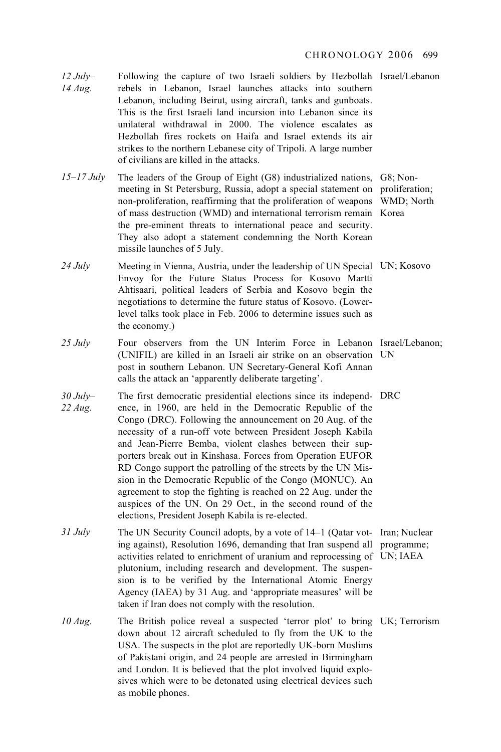| | | |
|---|---|---|
| *12 July–14 Aug.* | Following the capture of two Israeli soldiers by Hezbollah rebels in Lebanon, Israel launches attacks into southern Lebanon, including Beirut, using aircraft, tanks and gunboats. This is the first Israeli land incursion into Lebanon since its unilateral withdrawal in 2000. The violence escalates as Hezbollah fires rockets on Haifa and Israel extends its air strikes to the northern Lebanese city of Tripoli. A large number of civilians are killed in the attacks. | Israel/Lebanon |
| *15–17 July* | The leaders of the Group of Eight (G8) industrialized nations, meeting in St Petersburg, Russia, adopt a special statement on non-proliferation, reaffirming that the proliferation of weapons of mass destruction (WMD) and international terrorism remain the pre-eminent threats to international peace and security. They also adopt a statement condemning the North Korean missile launches of 5 July. | G8; Non-proliferation; WMD; North Korea |
| *24 July* | Meeting in Vienna, Austria, under the leadership of UN Special Envoy for the Future Status Process for Kosovo Martti Ahtisaari, political leaders of Serbia and Kosovo begin the negotiations to determine the future status of Kosovo. (Lower-level talks took place in Feb. 2006 to determine issues such as the economy.) | UN; Kosovo |
| *25 July* | Four observers from the UN Interim Force in Lebanon (UNIFIL) are killed in an Israeli air strike on an observation post in southern Lebanon. UN Secretary-General Kofi Annan calls the attack an 'apparently deliberate targeting'. | Israel/Lebanon; UN |
| *30 July–22 Aug.* | The first democratic presidential elections since its independence, in 1960, are held in the Democratic Republic of the Congo (DRC). Following the announcement on 20 Aug. of the necessity of a run-off vote between President Joseph Kabila and Jean-Pierre Bemba, violent clashes between their supporters break out in Kinshasa. Forces from Operation EUFOR RD Congo support the patrolling of the streets by the UN Mission in the Democratic Republic of the Congo (MONUC). An agreement to stop the fighting is reached on 22 Aug. under the auspices of the UN. On 29 Oct., in the second round of the elections, President Joseph Kabila is re-elected. | DRC |
| *31 July* | The UN Security Council adopts, by a vote of 14–1 (Qatar voting against), Resolution 1696, demanding that Iran suspend all activities related to enrichment of uranium and reprocessing of plutonium, including research and development. The suspension is to be verified by the International Atomic Energy Agency (IAEA) by 31 Aug. and 'appropriate measures' will be taken if Iran does not comply with the resolution. | Iran; Nuclear programme; UN; IAEA |
| *10 Aug.* | The British police reveal a suspected 'terror plot' to bring down about 12 aircraft scheduled to fly from the UK to the USA. The suspects in the plot are reportedly UK-born Muslims of Pakistani origin, and 24 people are arrested in Birmingham and London. It is believed that the plot involved liquid explosives which were to be detonated using electrical devices such as mobile phones. | UK; Terrorism |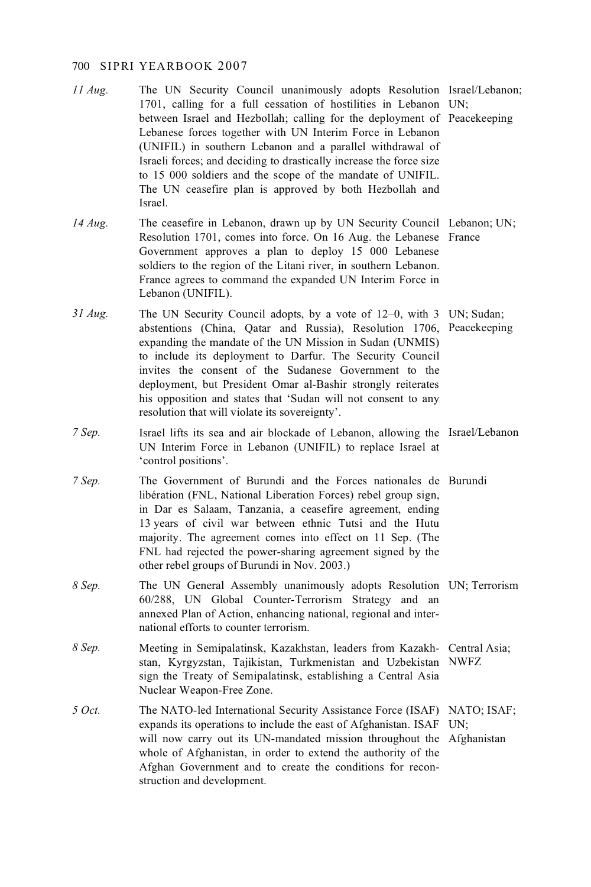| | | |
|---|---|---|
| *11 Aug.* | The UN Security Council unanimously adopts Resolution 1701, calling for a full cessation of hostilities in Lebanon between Israel and Hezbollah; calling for the deployment of Lebanese forces together with UN Interim Force in Lebanon (UNIFIL) in southern Lebanon and a parallel withdrawal of Israeli forces; and deciding to drastically increase the force size to 15 000 soldiers and the scope of the mandate of UNIFIL. The UN ceasefire plan is approved by both Hezbollah and Israel. | Israel/Lebanon; UN; Peacekeeping |
| *14 Aug.* | The ceasefire in Lebanon, drawn up by UN Security Council Resolution 1701, comes into force. On 16 Aug. the Lebanese Government approves a plan to deploy 15 000 Lebanese soldiers to the region of the Litani river, in southern Lebanon. France agrees to command the expanded UN Interim Force in Lebanon (UNIFIL). | Lebanon; UN; France |
| *31 Aug.* | The UN Security Council adopts, by a vote of 12–0, with 3 abstentions (China, Qatar and Russia), Resolution 1706, expanding the mandate of the UN Mission in Sudan (UNMIS) to include its deployment to Darfur. The Security Council invites the consent of the Sudanese Government to the deployment, but President Omar al-Bashir strongly reiterates his opposition and states that 'Sudan will not consent to any resolution that will violate its sovereignty'. | UN; Sudan; Peacekeeping |
| *7 Sep.* | Israel lifts its sea and air blockade of Lebanon, allowing the UN Interim Force in Lebanon (UNIFIL) to replace Israel at 'control positions'. | Israel/Lebanon |
| *7 Sep.* | The Government of Burundi and the Forces nationales de libération (FNL, National Liberation Forces) rebel group sign, in Dar es Salaam, Tanzania, a ceasefire agreement, ending 13 years of civil war between ethnic Tutsi and the Hutu majority. The agreement comes into effect on 11 Sep. (The FNL had rejected the power-sharing agreement signed by the other rebel groups of Burundi in Nov. 2003.) | Burundi |
| *8 Sep.* | The UN General Assembly unanimously adopts Resolution 60/288, UN Global Counter-Terrorism Strategy and an annexed Plan of Action, enhancing national, regional and international efforts to counter terrorism. | UN; Terrorism |
| *8 Sep.* | Meeting in Semipalatinsk, Kazakhstan, leaders from Kazakhstan, Kyrgyzstan, Tajikistan, Turkmenistan and Uzbekistan sign the Treaty of Semipalatinsk, establishing a Central Asia Nuclear Weapon-Free Zone. | Central Asia; NWFZ |
| *5 Oct.* | The NATO-led International Security Assistance Force (ISAF) expands its operations to include the east of Afghanistan. ISAF will now carry out its UN-mandated mission throughout the whole of Afghanistan, in order to extend the authority of the Afghan Government and to create the conditions for reconstruction and development. | NATO; ISAF; UN; Afghanistan |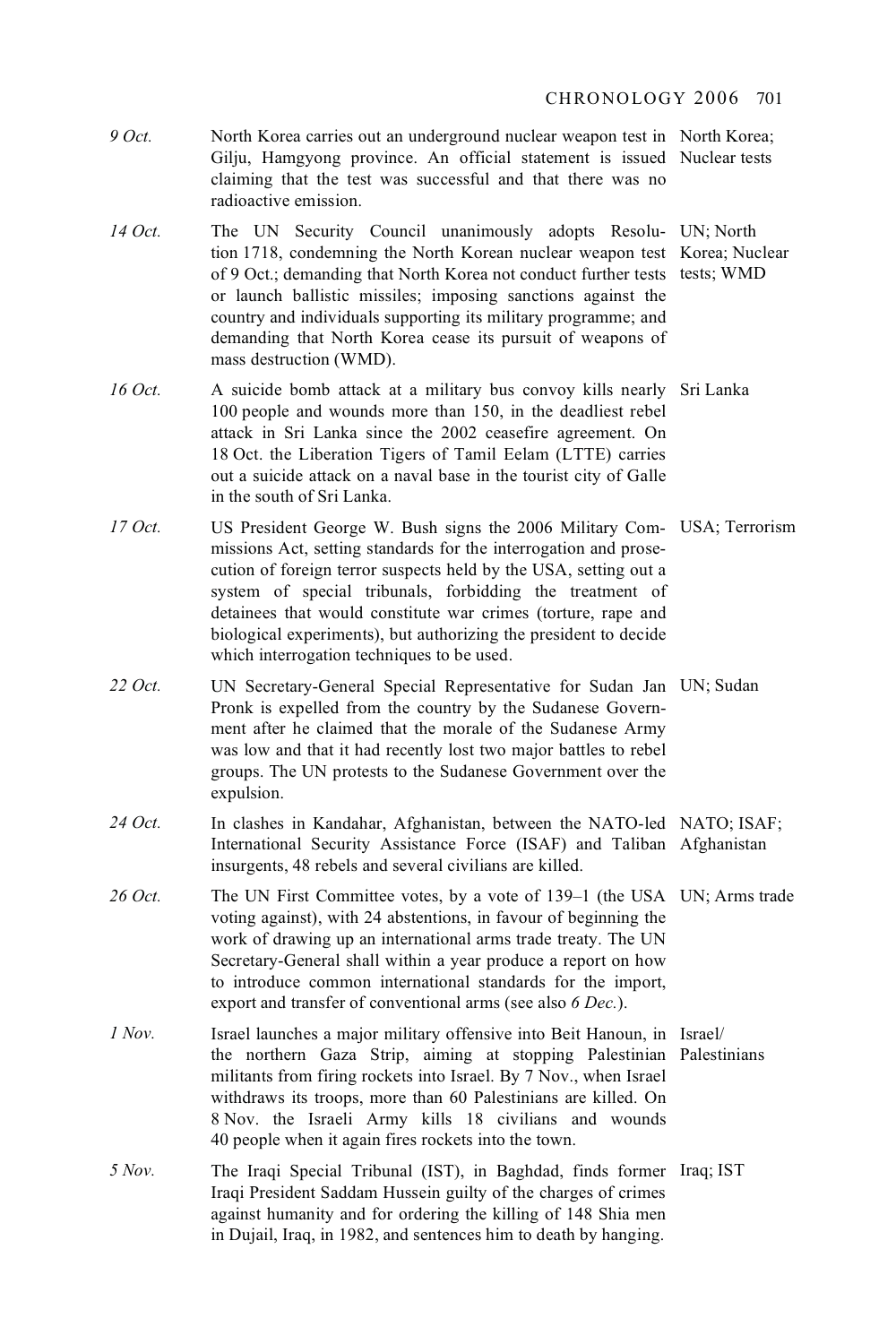| | | |
|---|---|---|
| *9 Oct.* | North Korea carries out an underground nuclear weapon test in Gilju, Hamgyong province. An official statement is issued claiming that the test was successful and that there was no radioactive emission. | North Korea; Nuclear tests |
| *14 Oct.* | The UN Security Council unanimously adopts Resolution 1718, condemning the North Korean nuclear weapon test of 9 Oct.; demanding that North Korea not conduct further tests or launch ballistic missiles; imposing sanctions against the country and individuals supporting its military programme; and demanding that North Korea cease its pursuit of weapons of mass destruction (WMD). | UN; North Korea; Nuclear tests; WMD |
| *16 Oct.* | A suicide bomb attack at a military bus convoy kills nearly 100 people and wounds more than 150, in the deadliest rebel attack in Sri Lanka since the 2002 ceasefire agreement. On 18 Oct. the Liberation Tigers of Tamil Eelam (LTTE) carries out a suicide attack on a naval base in the tourist city of Galle in the south of Sri Lanka. | Sri Lanka |
| *17 Oct.* | US President George W. Bush signs the 2006 Military Commissions Act, setting standards for the interrogation and prosecution of foreign terror suspects held by the USA, setting out a system of special tribunals, forbidding the treatment of detainees that would constitute war crimes (torture, rape and biological experiments), but authorizing the president to decide which interrogation techniques to be used. | USA; Terrorism |
| *22 Oct.* | UN Secretary-General Special Representative for Sudan Jan Pronk is expelled from the country by the Sudanese Government after he claimed that the morale of the Sudanese Army was low and that it had recently lost two major battles to rebel groups. The UN protests to the Sudanese Government over the expulsion. | UN; Sudan |
| *24 Oct.* | In clashes in Kandahar, Afghanistan, between the NATO-led International Security Assistance Force (ISAF) and Taliban insurgents, 48 rebels and several civilians are killed. | NATO; ISAF; Afghanistan |
| *26 Oct.* | The UN First Committee votes, by a vote of 139–1 (the USA voting against), with 24 abstentions, in favour of beginning the work of drawing up an international arms trade treaty. The UN Secretary-General shall within a year produce a report on how to introduce common international standards for the import, export and transfer of conventional arms (see also *6 Dec.*). | UN; Arms trade |
| *1 Nov.* | Israel launches a major military offensive into Beit Hanoun, in the northern Gaza Strip, aiming at stopping Palestinian militants from firing rockets into Israel. By 7 Nov., when Israel withdraws its troops, more than 60 Palestinians are killed. On 8 Nov. the Israeli Army kills 18 civilians and wounds 40 people when it again fires rockets into the town. | Israel/ Palestinians |
| *5 Nov.* | The Iraqi Special Tribunal (IST), in Baghdad, finds former Iraqi President Saddam Hussein guilty of the charges of crimes against humanity and for ordering the killing of 148 Shia men in Dujail, Iraq, in 1982, and sentences him to death by hanging. | Iraq; IST |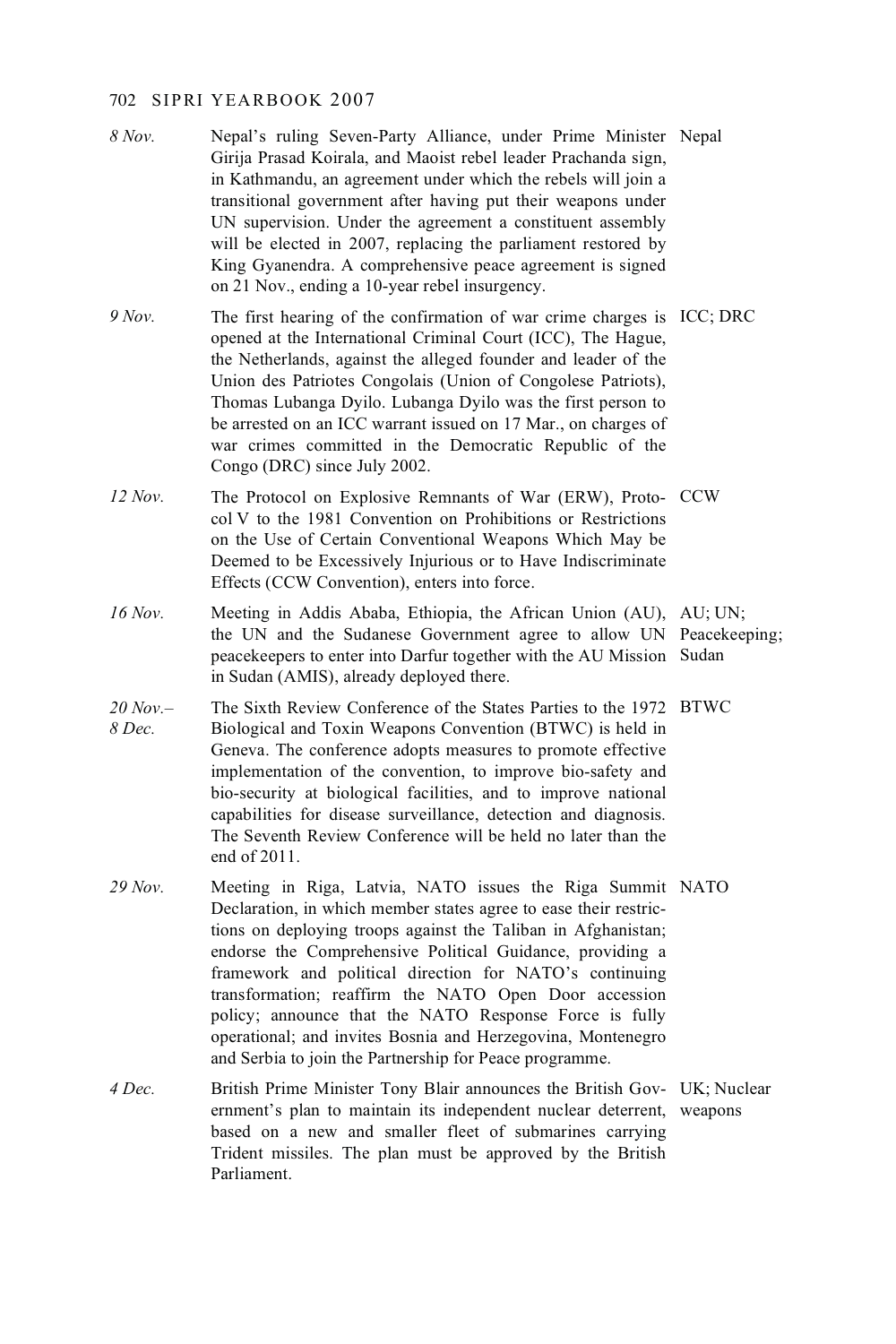*8 Nov.* Nepal's ruling Seven-Party Alliance, under Prime Minister Girija Prasad Koirala, and Maoist rebel leader Prachanda sign, in Kathmandu, an agreement under which the rebels will join a transitional government after having put their weapons under UN supervision. Under the agreement a constituent assembly will be elected in 2007, replacing the parliament restored by King Gyanendra. A comprehensive peace agreement is signed on 21 Nov., ending a 10-year rebel insurgency. — Nepal

*9 Nov.* The first hearing of the confirmation of war crime charges is opened at the International Criminal Court (ICC), The Hague, the Netherlands, against the alleged founder and leader of the Union des Patriotes Congolais (Union of Congolese Patriots), Thomas Lubanga Dyilo. Lubanga Dyilo was the first person to be arrested on an ICC warrant issued on 17 Mar., on charges of war crimes committed in the Democratic Republic of the Congo (DRC) since July 2002. — ICC; DRC

*12 Nov.* The Protocol on Explosive Remnants of War (ERW), Protocol V to the 1981 Convention on Prohibitions or Restrictions on the Use of Certain Conventional Weapons Which May be Deemed to be Excessively Injurious or to Have Indiscriminate Effects (CCW Convention), enters into force. — CCW

*16 Nov.* Meeting in Addis Ababa, Ethiopia, the African Union (AU), the UN and the Sudanese Government agree to allow UN peacekeepers to enter into Darfur together with the AU Mission in Sudan (AMIS), already deployed there. — AU; UN; Peacekeeping; Sudan

*20 Nov.– 8 Dec.* The Sixth Review Conference of the States Parties to the 1972 Biological and Toxin Weapons Convention (BTWC) is held in Geneva. The conference adopts measures to promote effective implementation of the convention, to improve bio-safety and bio-security at biological facilities, and to improve national capabilities for disease surveillance, detection and diagnosis. The Seventh Review Conference will be held no later than the end of 2011. — BTWC

*29 Nov.* Meeting in Riga, Latvia, NATO issues the Riga Summit Declaration, in which member states agree to ease their restrictions on deploying troops against the Taliban in Afghanistan; endorse the Comprehensive Political Guidance, providing a framework and political direction for NATO's continuing transformation; reaffirm the NATO Open Door accession policy; announce that the NATO Response Force is fully operational; and invites Bosnia and Herzegovina, Montenegro and Serbia to join the Partnership for Peace programme. — NATO

*4 Dec.* British Prime Minister Tony Blair announces the British Government's plan to maintain its independent nuclear deterrent, based on a new and smaller fleet of submarines carrying Trident missiles. The plan must be approved by the British Parliament. — UK; Nuclear weapons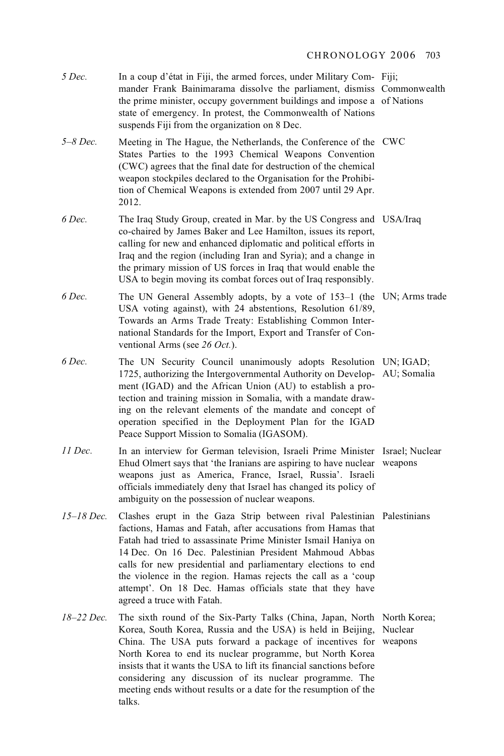| | | |
|---|---|---|
| *5 Dec.* | In a coup d'état in Fiji, the armed forces, under Military Commander Frank Bainimarama dissolve the parliament, dismiss the prime minister, occupy government buildings and impose a state of emergency. In protest, the Commonwealth of Nations suspends Fiji from the organization on 8 Dec. | Fiji; Commonwealth of Nations |
| *5–8 Dec.* | Meeting in The Hague, the Netherlands, the Conference of the States Parties to the 1993 Chemical Weapons Convention (CWC) agrees that the final date for destruction of the chemical weapon stockpiles declared to the Organisation for the Prohibition of Chemical Weapons is extended from 2007 until 29 Apr. 2012. | CWC |
| *6 Dec.* | The Iraq Study Group, created in Mar. by the US Congress and co-chaired by James Baker and Lee Hamilton, issues its report, calling for new and enhanced diplomatic and political efforts in Iraq and the region (including Iran and Syria); and a change in the primary mission of US forces in Iraq that would enable the USA to begin moving its combat forces out of Iraq responsibly. | USA/Iraq |
| *6 Dec.* | The UN General Assembly adopts, by a vote of 153–1 (the USA voting against), with 24 abstentions, Resolution 61/89, Towards an Arms Trade Treaty: Establishing Common International Standards for the Import, Export and Transfer of Conventional Arms (see *26 Oct.*). | UN; Arms trade |
| *6 Dec.* | The UN Security Council unanimously adopts Resolution 1725, authorizing the Intergovernmental Authority on Development (IGAD) and the African Union (AU) to establish a protection and training mission in Somalia, with a mandate drawing on the relevant elements of the mandate and concept of operation specified in the Deployment Plan for the IGAD Peace Support Mission to Somalia (IGASOM). | UN; IGAD; AU; Somalia |
| *11 Dec.* | In an interview for German television, Israeli Prime Minister Ehud Olmert says that 'the Iranians are aspiring to have nuclear weapons just as America, France, Israel, Russia'. Israeli officials immediately deny that Israel has changed its policy of ambiguity on the possession of nuclear weapons. | Israel; Nuclear weapons |
| *15–18 Dec.* | Clashes erupt in the Gaza Strip between rival Palestinian factions, Hamas and Fatah, after accusations from Hamas that Fatah had tried to assassinate Prime Minister Ismail Haniya on 14 Dec. On 16 Dec. Palestinian President Mahmoud Abbas calls for new presidential and parliamentary elections to end the violence in the region. Hamas rejects the call as a 'coup attempt'. On 18 Dec. Hamas officials state that they have agreed a truce with Fatah. | Palestinians |
| *18–22 Dec.* | The sixth round of the Six-Party Talks (China, Japan, North Korea, South Korea, Russia and the USA) is held in Beijing, China. The USA puts forward a package of incentives for North Korea to end its nuclear programme, but North Korea insists that it wants the USA to lift its financial sanctions before considering any discussion of its nuclear programme. The meeting ends without results or a date for the resumption of the talks. | North Korea; Nuclear weapons |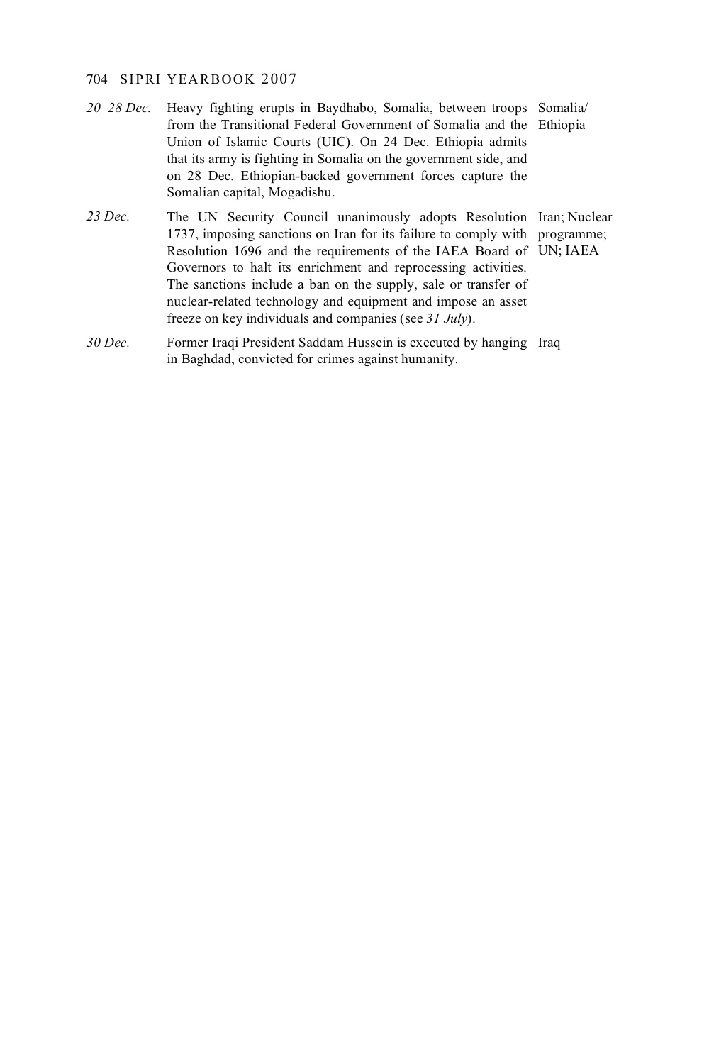| | | |
|---|---|---|
| *20–28 Dec.* | Heavy fighting erupts in Baydhabo, Somalia, between troops from the Transitional Federal Government of Somalia and the Union of Islamic Courts (UIC). On 24 Dec. Ethiopia admits that its army is fighting in Somalia on the government side, and on 28 Dec. Ethiopian-backed government forces capture the Somalian capital, Mogadishu. | Somalia/ Ethiopia |
| *23 Dec.* | The UN Security Council unanimously adopts Resolution 1737, imposing sanctions on Iran for its failure to comply with Resolution 1696 and the requirements of the IAEA Board of Governors to halt its enrichment and reprocessing activities. The sanctions include a ban on the supply, sale or transfer of nuclear-related technology and equipment and impose an asset freeze on key individuals and companies (see *31 July*). | Iran; Nuclear programme; UN; IAEA |
| *30 Dec.* | Former Iraqi President Saddam Hussein is executed by hanging in Baghdad, convicted for crimes against humanity. | Iraq |